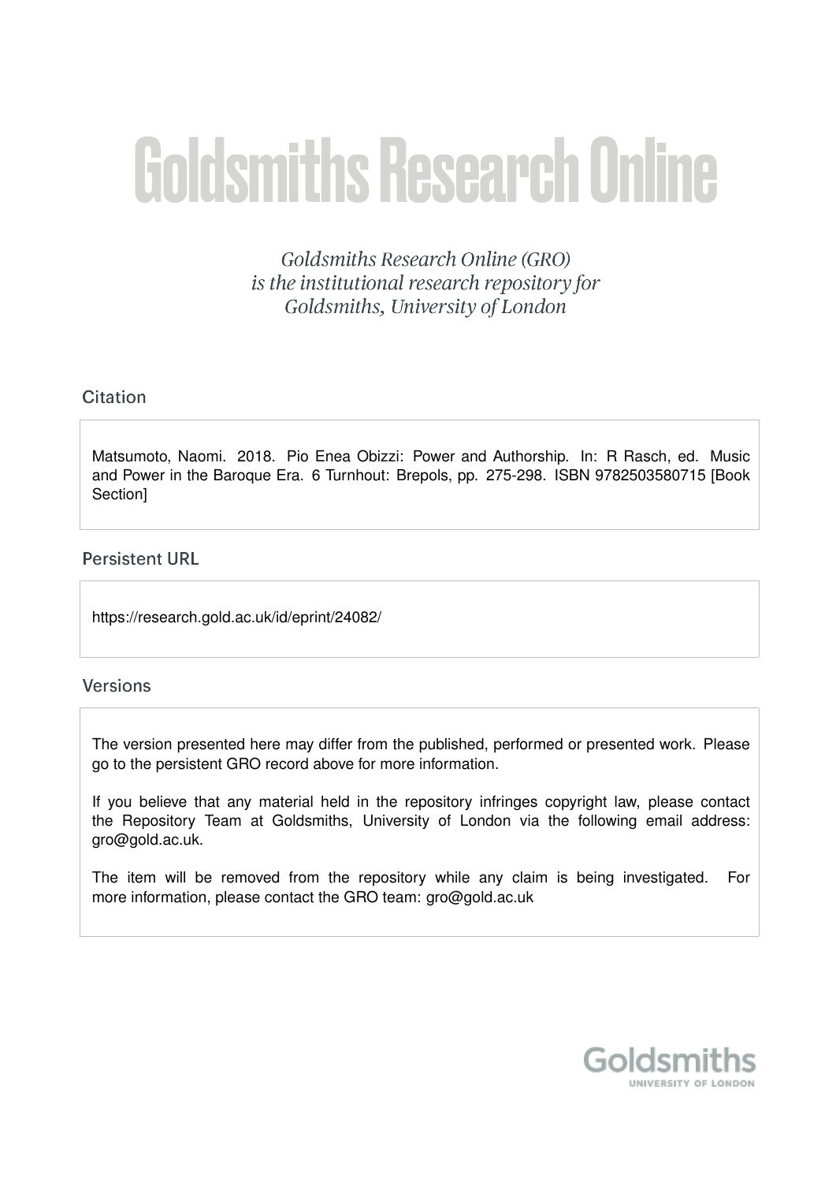# Goldsmiths Research Online

*Goldsmiths Research Online (GRO) is the institutional research repository for Goldsmiths, University of London*

## Citation

Matsumoto, Naomi. 2018. Pio Enea Obizzi: Power and Authorship. In: R Rasch, ed. Music and Power in the Baroque Era. 6 Turnhout: Brepols, pp. 275-298. ISBN 9782503580715 [Book Section]

## Persistent URL

https://research.gold.ac.uk/id/eprint/24082/

## Versions

The version presented here may differ from the published, performed or presented work. Please go to the persistent GRO record above for more information.

If you believe that any material held in the repository infringes copyright law, please contact the Repository Team at Goldsmiths, University of London via the following email address: gro@gold.ac.uk.

The item will be removed from the repository while any claim is being investigated. For more information, please contact the GRO team: gro@gold.ac.uk

Goldsmiths
UNIVERSITY OF LONDON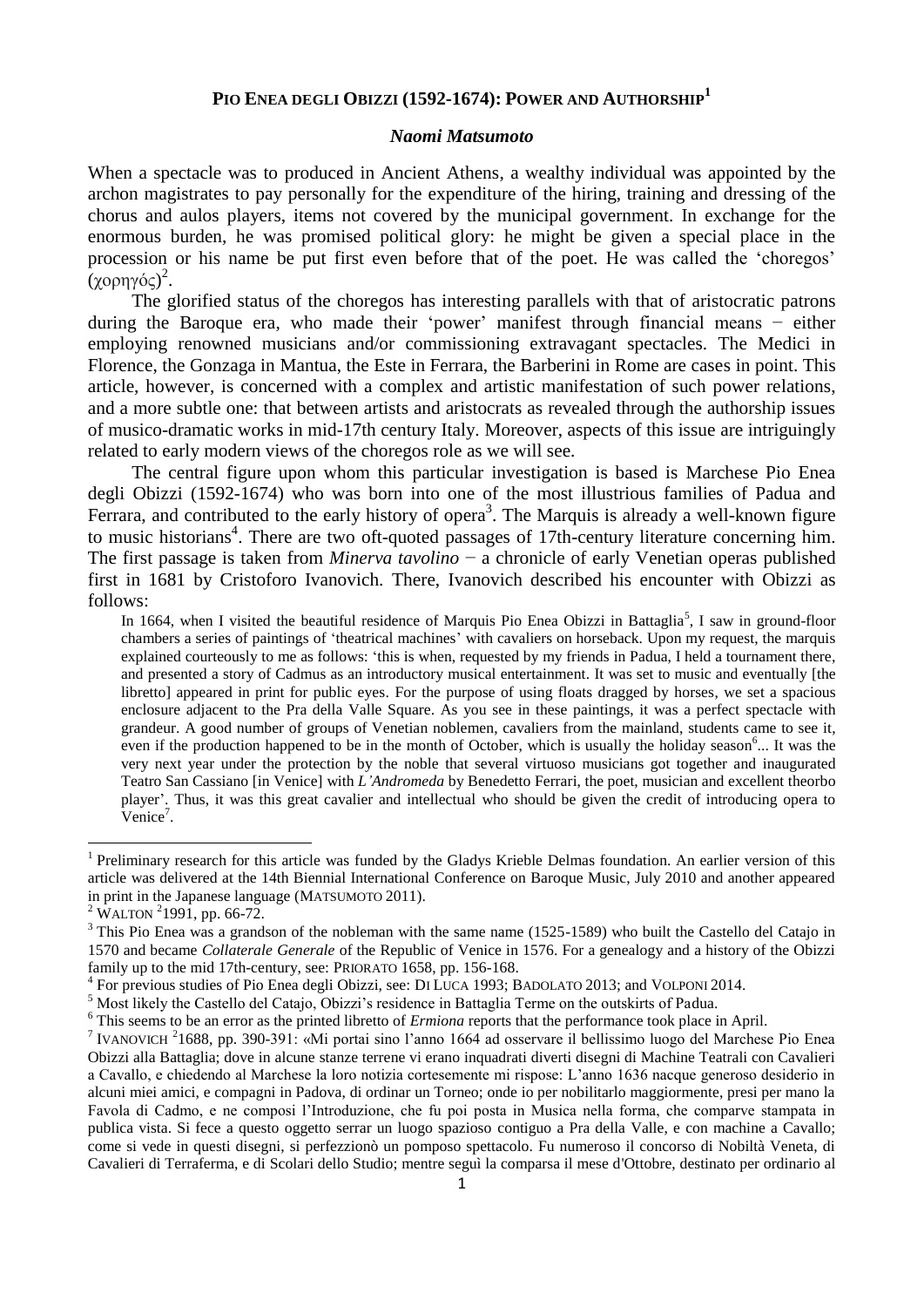## PIO ENEA DEGLI OBIZZI (1592-1674): POWER AND AUTHORSHIP[1]

### *Naomi Matsumoto*

When a spectacle was to produced in Ancient Athens, a wealthy individual was appointed by the archon magistrates to pay personally for the expenditure of the hiring, training and dressing of the chorus and aulos players, items not covered by the municipal government. In exchange for the enormous burden, he was promised political glory: he might be given a special place in the procession or his name be put first even before that of the poet. He was called the 'choregos' (χορηγός)[2].

The glorified status of the choregos has interesting parallels with that of aristocratic patrons during the Baroque era, who made their 'power' manifest through financial means − either employing renowned musicians and/or commissioning extravagant spectacles. The Medici in Florence, the Gonzaga in Mantua, the Este in Ferrara, the Barberini in Rome are cases in point. This article, however, is concerned with a complex and artistic manifestation of such power relations, and a more subtle one: that between artists and aristocrats as revealed through the authorship issues of musico-dramatic works in mid-17th century Italy. Moreover, aspects of this issue are intriguingly related to early modern views of the choregos role as we will see.

The central figure upon whom this particular investigation is based is Marchese Pio Enea degli Obizzi (1592-1674) who was born into one of the most illustrious families of Padua and Ferrara, and contributed to the early history of opera[3]. The Marquis is already a well-known figure to music historians[4]. There are two oft-quoted passages of 17th-century literature concerning him. The first passage is taken from *Minerva tavolino* − a chronicle of early Venetian operas published first in 1681 by Cristoforo Ivanovich. There, Ivanovich described his encounter with Obizzi as follows:

> In 1664, when I visited the beautiful residence of Marquis Pio Enea Obizzi in Battaglia[5], I saw in ground-floor chambers a series of paintings of 'theatrical machines' with cavaliers on horseback. Upon my request, the marquis explained courteously to me as follows: 'this is when, requested by my friends in Padua, I held a tournament there, and presented a story of Cadmus as an introductory musical entertainment. It was set to music and eventually [the libretto] appeared in print for public eyes. For the purpose of using floats dragged by horses, we set a spacious enclosure adjacent to the Pra della Valle Square. As you see in these paintings, it was a perfect spectacle with grandeur. A good number of groups of Venetian noblemen, cavaliers from the mainland, students came to see it, even if the production happened to be in the month of October, which is usually the holiday season[6]... It was the very next year under the protection by the noble that several virtuoso musicians got together and inaugurated Teatro San Cassiano [in Venice] with *L'Andromeda* by Benedetto Ferrari, the poet, musician and excellent theorbo player'. Thus, it was this great cavalier and intellectual who should be given the credit of introducing opera to Venice[7].

---

[1] Preliminary research for this article was funded by the Gladys Krieble Delmas foundation. An earlier version of this article was delivered at the 14th Biennial International Conference on Baroque Music, July 2010 and another appeared in print in the Japanese language (MATSUMOTO 2011).

[2] WALTON ²1991, pp. 66-72.

[3] This Pio Enea was a grandson of the nobleman with the same name (1525-1589) who built the Castello del Catajo in 1570 and became *Collaterale Generale* of the Republic of Venice in 1576. For a genealogy and a history of the Obizzi family up to the mid 17th-century, see: PRIORATO 1658, pp. 156-168.

[4] For previous studies of Pio Enea degli Obizzi, see: DI LUCA 1993; BADOLATO 2013; and VOLPONI 2014.

[5] Most likely the Castello del Catajo, Obizzi's residence in Battaglia Terme on the outskirts of Padua.

[6] This seems to be an error as the printed libretto of *Ermiona* reports that the performance took place in April.

[7] IVANOVICH ²1688, pp. 390-391: «Mi portai sino l'anno 1664 ad osservare il bellissimo luogo del Marchese Pio Enea Obizzi alla Battaglia; dove in alcune stanze terrene vi erano inquadrati diverti disegni di Machine Teatrali con Cavalieri a Cavallo, e chiedendo al Marchese la loro notizia cortesemente mi rispose: L'anno 1636 nacque generoso desiderio in alcuni miei amici, e compagni in Padova, di ordinar un Torneo; onde io per nobilitarlo maggiormente, presi per mano la Favola di Cadmo, e ne composi l'Introduzione, che fu poi posta in Musica nella forma, che comparve stampata in publica vista. Si fece a questo oggetto serrar un luogo spazioso contiguo a Pra della Valle, e con machine a Cavallo; come si vede in questi disegni, si perfezzionò un pomposo spettacolo. Fu numeroso il concorso di Nobiltà Veneta, di Cavalieri di Terraferma, e di Scolari dello Studio; mentre seguì la comparsa il mese d'Ottobre, destinato per ordinario al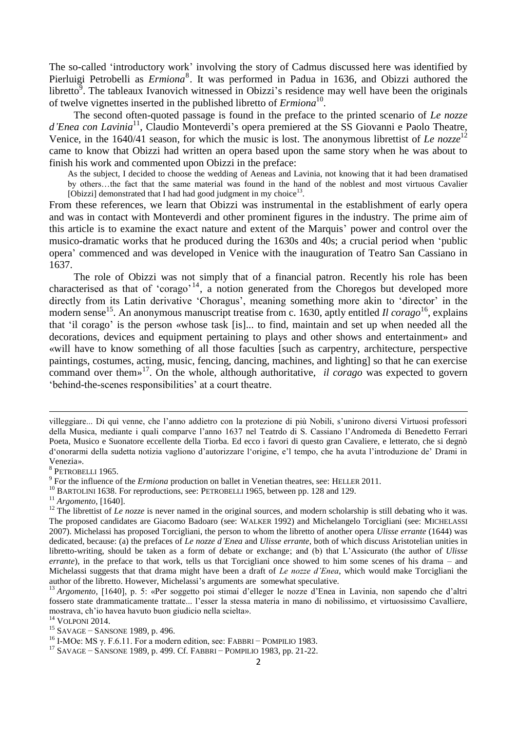The so-called 'introductory work' involving the story of Cadmus discussed here was identified by Pierluigi Petrobelli as *Ermiona*[8]. It was performed in Padua in 1636, and Obizzi authored the libretto[9]. The tableaux Ivanovich witnessed in Obizzi's residence may well have been the originals of twelve vignettes inserted in the published libretto of *Ermiona*[10].

The second often-quoted passage is found in the preface to the printed scenario of *Le nozze d'Enea con Lavinia*[11], Claudio Monteverdi's opera premiered at the SS Giovanni e Paolo Theatre, Venice, in the 1640/41 season, for which the music is lost. The anonymous librettist of *Le nozze*[12] came to know that Obizzi had written an opera based upon the same story when he was about to finish his work and commented upon Obizzi in the preface:

> As the subject, I decided to choose the wedding of Aeneas and Lavinia, not knowing that it had been dramatised by others…the fact that the same material was found in the hand of the noblest and most virtuous Cavalier [Obizzi] demonstrated that I had had good judgment in my choice[13].

From these references, we learn that Obizzi was instrumental in the establishment of early opera and was in contact with Monteverdi and other prominent figures in the industry. The prime aim of this article is to examine the exact nature and extent of the Marquis' power and control over the musico-dramatic works that he produced during the 1630s and 40s; a crucial period when 'public opera' commenced and was developed in Venice with the inauguration of Teatro San Cassiano in 1637.

The role of Obizzi was not simply that of a financial patron. Recently his role has been characterised as that of 'corago'[14], a notion generated from the Choregos but developed more directly from its Latin derivative 'Choragus', meaning something more akin to 'director' in the modern sense[15]. An anonymous manuscript treatise from c. 1630, aptly entitled *Il corago*[16], explains that 'il corago' is the person «whose task [is]... to find, maintain and set up when needed all the decorations, devices and equipment pertaining to plays and other shows and entertainment» and «will have to know something of all those faculties [such as carpentry, architecture, perspective paintings, costumes, acting, music, fencing, dancing, machines, and lighting] so that he can exercise command over them»[17]. On the whole, although authoritative, *il corago* was expected to govern 'behind-the-scenes responsibilities' at a court theatre.

---

villeggiare... Di quì venne, che l'anno addietro con la protezione di più Nobili, s'unirono diversi Virtuosi professori della Musica, mediante i quali comparve l'anno 1637 nel Teatrdo di S. Cassiano l'Andromeda di Benedetto Ferrari Poeta, Musico e Suonatore eccellente della Tiorba. Ed ecco i favori di questo gran Cavaliere, e letterato, che si degnò d'onorarmi della sudetta notizia vagliono d'autorizzare l'origine, e'l tempo, che ha avuta l'introduzione de' Drami in Venezia».

[8] PETROBELLI 1965.

[9] For the influence of the *Ermiona* production on ballet in Venetian theatres, see: HELLER 2011.

[10] BARTOLINI 1638. For reproductions, see: PETROBELLI 1965, between pp. 128 and 129.

[11] *Argomento*, [1640].

[12] The librettist of *Le nozze* is never named in the original sources, and modern scholarship is still debating who it was. The proposed candidates are Giacomo Badoaro (see: WALKER 1992) and Michelangelo Torcigliani (see: MICHELASSI 2007). Michelassi has proposed Torcigliani, the person to whom the libretto of another opera *Ulisse errante* (1644) was dedicated, because: (a) the prefaces of *Le nozze d'Enea* and *Ulisse errante*, both of which discuss Aristotelian unities in libretto-writing, should be taken as a form of debate or exchange; and (b) that L'Assicurato (the author of *Ulisse errante*), in the preface to that work, tells us that Torcigliani once showed to him some scenes of his drama – and Michelassi suggests that that drama might have been a draft of *Le nozze d'Enea*, which would make Torcigliani the author of the libretto. However, Michelassi's arguments are somewhat speculative.

[13] *Argomento*, [1640], p. 5: «Per soggetto poi stimai d'elleger le nozze d'Enea in Lavinia, non sapendo che d'altri fossero state drammaticamente trattate... l'esser la stessa materia in mano di nobilissimo, et virtuosissimo Cavalliere, mostrava, ch'io havea havuto buon giudicio nella scielta».

[14] VOLPONI 2014.

[15] SAVAGE – SANSONE 1989, p. 496.

[16] I-MOe: MS γ. F.6.11. For a modern edition, see: FABBRI – POMPILIO 1983.

[17] SAVAGE – SANSONE 1989, p. 499. Cf. FABBRI – POMPILIO 1983, pp. 21-22.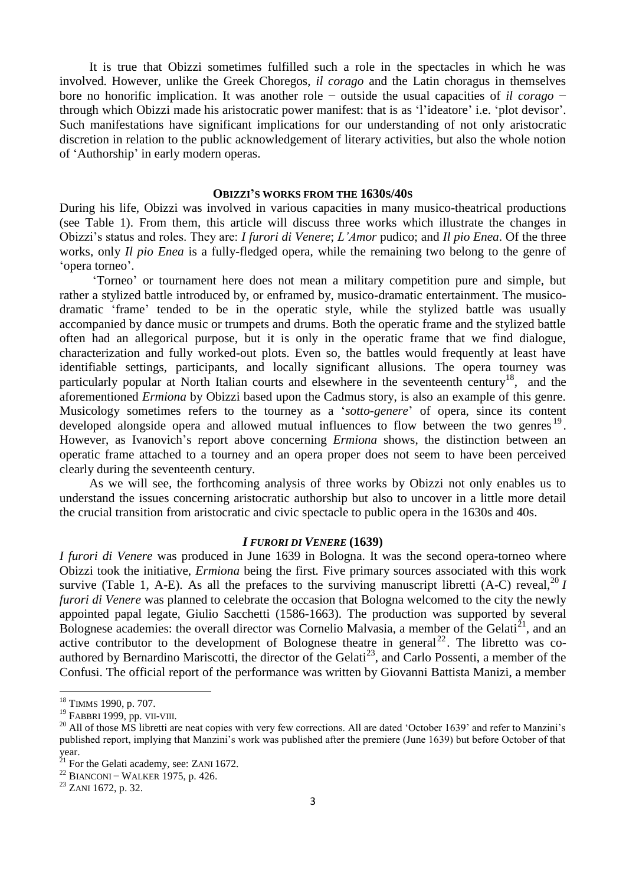It is true that Obizzi sometimes fulfilled such a role in the spectacles in which he was involved. However, unlike the Greek Choregos, *il corago* and the Latin choragus in themselves bore no honorific implication. It was another role − outside the usual capacities of *il corago* − through which Obizzi made his aristocratic power manifest: that is as 'l'ideatore' i.e. 'plot devisor'. Such manifestations have significant implications for our understanding of not only aristocratic discretion in relation to the public acknowledgement of literary activities, but also the whole notion of 'Authorship' in early modern operas.

## OBIZZI'S WORKS FROM THE 1630S/40S

During his life, Obizzi was involved in various capacities in many musico-theatrical productions (see Table 1). From them, this article will discuss three works which illustrate the changes in Obizzi's status and roles. They are: *I furori di Venere*; *L'Amor* pudico; and *Il pio Enea*. Of the three works, only *Il pio Enea* is a fully-fledged opera, while the remaining two belong to the genre of 'opera torneo'.

'Torneo' or tournament here does not mean a military competition pure and simple, but rather a stylized battle introduced by, or enframed by, musico-dramatic entertainment. The musico-dramatic 'frame' tended to be in the operatic style, while the stylized battle was usually accompanied by dance music or trumpets and drums. Both the operatic frame and the stylized battle often had an allegorical purpose, but it is only in the operatic frame that we find dialogue, characterization and fully worked-out plots. Even so, the battles would frequently at least have identifiable settings, participants, and locally significant allusions. The opera tourney was particularly popular at North Italian courts and elsewhere in the seventeenth century[18], and the aforementioned *Ermiona* by Obizzi based upon the Cadmus story, is also an example of this genre. Musicology sometimes refers to the tourney as a '*sotto-genere*' of opera, since its content developed alongside opera and allowed mutual influences to flow between the two genres[19]. However, as Ivanovich's report above concerning *Ermiona* shows, the distinction between an operatic frame attached to a tourney and an opera proper does not seem to have been perceived clearly during the seventeenth century.

As we will see, the forthcoming analysis of three works by Obizzi not only enables us to understand the issues concerning aristocratic authorship but also to uncover in a little more detail the crucial transition from aristocratic and civic spectacle to public opera in the 1630s and 40s.

## *I FURORI DI VENERE* (1639)

*I furori di Venere* was produced in June 1639 in Bologna. It was the second opera-torneo where Obizzi took the initiative, *Ermiona* being the first. Five primary sources associated with this work survive (Table 1, A-E). As all the prefaces to the surviving manuscript libretti (A-C) reveal,[20] *I furori di Venere* was planned to celebrate the occasion that Bologna welcomed to the city the newly appointed papal legate, Giulio Sacchetti (1586-1663). The production was supported by several Bolognese academies: the overall director was Cornelio Malvasia, a member of the Gelati[21], and an active contributor to the development of Bolognese theatre in general[22]. The libretto was co-authored by Bernardino Mariscotti, the director of the Gelati[23], and Carlo Possenti, a member of the Confusi. The official report of the performance was written by Giovanni Battista Manizi, a member

---

[18] TIMMS 1990, p. 707.

[19] FABBRI 1999, pp. VII-VIII.

[20] All of those MS libretti are neat copies with very few corrections. All are dated 'October 1639' and refer to Manzini's published report, implying that Manzini's work was published after the premiere (June 1639) but before October of that year.

[21] For the Gelati academy, see: ZANI 1672.

[22] BIANCONI − WALKER 1975, p. 426.

[23] ZANI 1672, p. 32.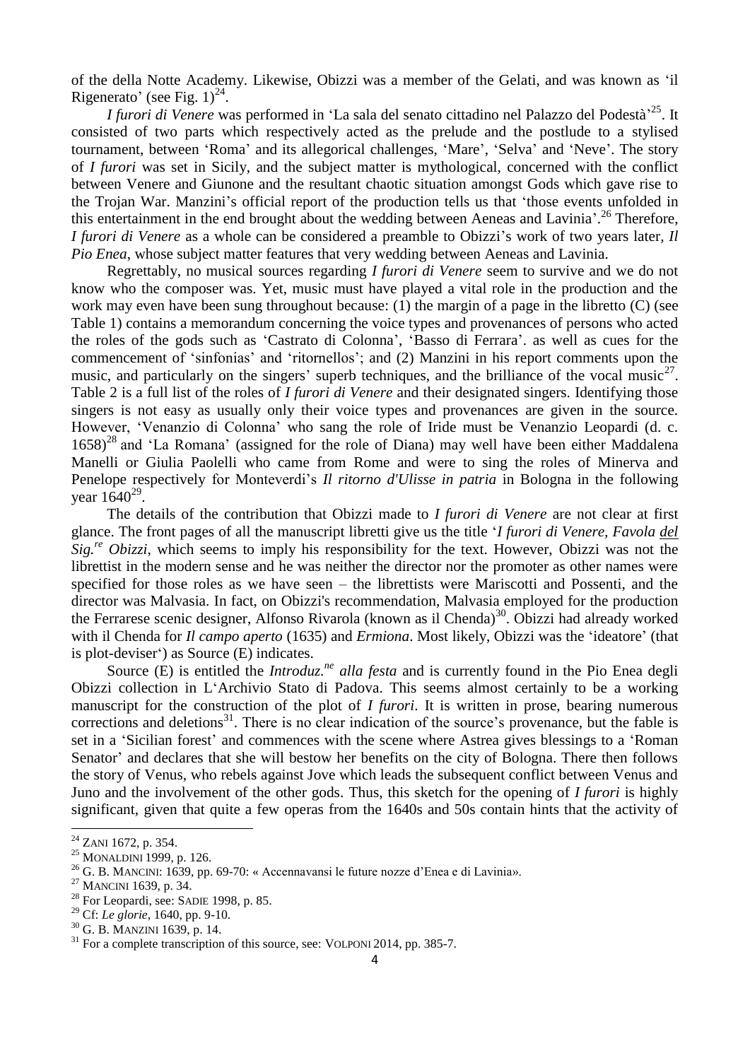of the della Notte Academy. Likewise, Obizzi was a member of the Gelati, and was known as 'il Rigenerato' (see Fig. 1)[24].

*I furori di Venere* was performed in 'La sala del senato cittadino nel Palazzo del Podestà'[25]. It consisted of two parts which respectively acted as the prelude and the postlude to a stylised tournament, between 'Roma' and its allegorical challenges, 'Mare', 'Selva' and 'Neve'. The story of *I furori* was set in Sicily, and the subject matter is mythological, concerned with the conflict between Venere and Giunone and the resultant chaotic situation amongst Gods which gave rise to the Trojan War. Manzini's official report of the production tells us that 'those events unfolded in this entertainment in the end brought about the wedding between Aeneas and Lavinia'.[26] Therefore, *I furori di Venere* as a whole can be considered a preamble to Obizzi's work of two years later, *Il Pio Enea*, whose subject matter features that very wedding between Aeneas and Lavinia.

Regrettably, no musical sources regarding *I furori di Venere* seem to survive and we do not know who the composer was. Yet, music must have played a vital role in the production and the work may even have been sung throughout because: (1) the margin of a page in the libretto (C) (see Table 1) contains a memorandum concerning the voice types and provenances of persons who acted the roles of the gods such as 'Castrato di Colonna', 'Basso di Ferrara'. as well as cues for the commencement of 'sinfonias' and 'ritornellos'; and (2) Manzini in his report comments upon the music, and particularly on the singers' superb techniques, and the brilliance of the vocal music[27]. Table 2 is a full list of the roles of *I furori di Venere* and their designated singers. Identifying those singers is not easy as usually only their voice types and provenances are given in the source. However, 'Venanzio di Colonna' who sang the role of Iride must be Venanzio Leopardi (d. c. 1658)[28] and 'La Romana' (assigned for the role of Diana) may well have been either Maddalena Manelli or Giulia Paolelli who came from Rome and were to sing the roles of Minerva and Penelope respectively for Monteverdi's *Il ritorno d'Ulisse in patria* in Bologna in the following year 1640[29].

The details of the contribution that Obizzi made to *I furori di Venere* are not clear at first glance. The front pages of all the manuscript libretti give us the title '*I furori di Venere, Favola* <u>*del*</u> *Sig.re Obizzi*, which seems to imply his responsibility for the text. However, Obizzi was not the librettist in the modern sense and he was neither the director nor the promoter as other names were specified for those roles as we have seen – the librettists were Mariscotti and Possenti, and the director was Malvasia. In fact, on Obizzi's recommendation, Malvasia employed for the production the Ferrarese scenic designer, Alfonso Rivarola (known as il Chenda)[30]. Obizzi had already worked with il Chenda for *Il campo aperto* (1635) and *Ermiona*. Most likely, Obizzi was the 'ideatore' (that is plot-deviser') as Source (E) indicates.

Source (E) is entitled the *Introduz.ne alla festa* and is currently found in the Pio Enea degli Obizzi collection in L'Archivio Stato di Padova. This seems almost certainly to be a working manuscript for the construction of the plot of *I furori*. It is written in prose, bearing numerous corrections and deletions[31]. There is no clear indication of the source's provenance, but the fable is set in a 'Sicilian forest' and commences with the scene where Astrea gives blessings to a 'Roman Senator' and declares that she will bestow her benefits on the city of Bologna. There then follows the story of Venus, who rebels against Jove which leads the subsequent conflict between Venus and Juno and the involvement of the other gods. Thus, this sketch for the opening of *I furori* is highly significant, given that quite a few operas from the 1640s and 50s contain hints that the activity of

---

[24] ZANI 1672, p. 354.

[25] MONALDINI 1999, p. 126.

[26] G. B. MANCINI: 1639, pp. 69-70: « Accennavansi le future nozze d'Enea e di Lavinia».

[27] MANCINI 1639, p. 34.

[28] For Leopardi, see: SADIE 1998, p. 85.

[29] Cf: *Le glorie*, 1640, pp. 9-10.

[30] G. B. MANZINI 1639, p. 14.

[31] For a complete transcription of this source, see: VOLPONI 2014, pp. 385-7.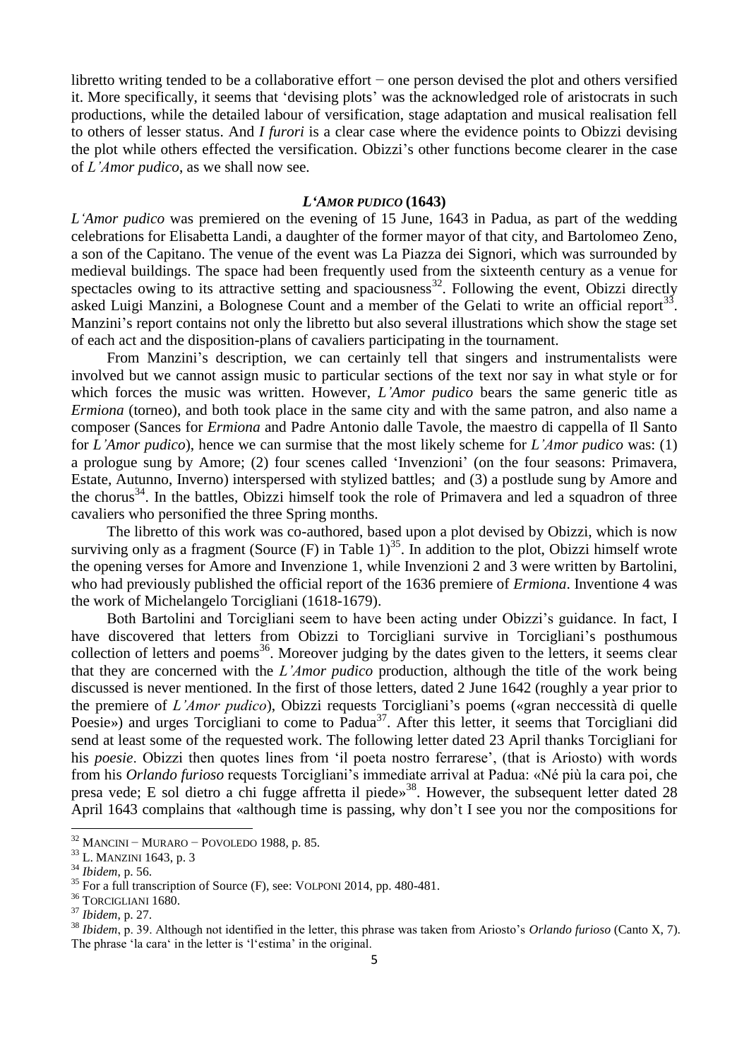libretto writing tended to be a collaborative effort − one person devised the plot and others versified it. More specifically, it seems that 'devising plots' was the acknowledged role of aristocrats in such productions, while the detailed labour of versification, stage adaptation and musical realisation fell to others of lesser status. And *I furori* is a clear case where the evidence points to Obizzi devising the plot while others effected the versification. Obizzi's other functions become clearer in the case of *L'Amor pudico*, as we shall now see.

### *L'AMOR PUDICO* (1643)

*L'Amor pudico* was premiered on the evening of 15 June, 1643 in Padua, as part of the wedding celebrations for Elisabetta Landi, a daughter of the former mayor of that city, and Bartolomeo Zeno, a son of the Capitano. The venue of the event was La Piazza dei Signori, which was surrounded by medieval buildings. The space had been frequently used from the sixteenth century as a venue for spectacles owing to its attractive setting and spaciousness[32]. Following the event, Obizzi directly asked Luigi Manzini, a Bolognese Count and a member of the Gelati to write an official report[33]. Manzini's report contains not only the libretto but also several illustrations which show the stage set of each act and the disposition-plans of cavaliers participating in the tournament.

From Manzini's description, we can certainly tell that singers and instrumentalists were involved but we cannot assign music to particular sections of the text nor say in what style or for which forces the music was written. However, *L'Amor pudico* bears the same generic title as *Ermiona* (torneo), and both took place in the same city and with the same patron, and also name a composer (Sances for *Ermiona* and Padre Antonio dalle Tavole, the maestro di cappella of Il Santo for *L'Amor pudico*), hence we can surmise that the most likely scheme for *L'Amor pudico* was: (1) a prologue sung by Amore; (2) four scenes called 'Invenzioni' (on the four seasons: Primavera, Estate, Autunno, Inverno) interspersed with stylized battles; and (3) a postlude sung by Amore and the chorus[34]. In the battles, Obizzi himself took the role of Primavera and led a squadron of three cavaliers who personified the three Spring months.

The libretto of this work was co-authored, based upon a plot devised by Obizzi, which is now surviving only as a fragment (Source (F) in Table 1)[35]. In addition to the plot, Obizzi himself wrote the opening verses for Amore and Invenzione 1, while Invenzioni 2 and 3 were written by Bartolini, who had previously published the official report of the 1636 premiere of *Ermiona*. Inventione 4 was the work of Michelangelo Torcigliani (1618-1679).

Both Bartolini and Torcigliani seem to have been acting under Obizzi's guidance. In fact, I have discovered that letters from Obizzi to Torcigliani survive in Torcigliani's posthumous collection of letters and poems[36]. Moreover judging by the dates given to the letters, it seems clear that they are concerned with the *L'Amor pudico* production, although the title of the work being discussed is never mentioned. In the first of those letters, dated 2 June 1642 (roughly a year prior to the premiere of *L'Amor pudico*), Obizzi requests Torcigliani's poems («gran neccessità di quelle Poesie») and urges Torcigliani to come to Padua[37]. After this letter, it seems that Torcigliani did send at least some of the requested work. The following letter dated 23 April thanks Torcigliani for his *poesie*. Obizzi then quotes lines from 'il poeta nostro ferrarese', (that is Ariosto) with words from his *Orlando furioso* requests Torcigliani's immediate arrival at Padua: «Né più la cara poi, che presa vede; E sol dietro a chi fugge affretta il piede»[38]. However, the subsequent letter dated 28 April 1643 complains that «although time is passing, why don't I see you nor the compositions for

---

[32] MANCINI – MURARO – POVOLEDO 1988, p. 85.

[33] L. MANZINI 1643, p. 3

[34] *Ibidem*, p. 56.

[35] For a full transcription of Source (F), see: VOLPONI 2014, pp. 480-481.

[36] TORCIGLIANI 1680.

[37] *Ibidem*, p. 27.

[38] *Ibidem*, p. 39. Although not identified in the letter, this phrase was taken from Ariosto's *Orlando furioso* (Canto X, 7). The phrase 'la cara' in the letter is 'l'estima' in the original.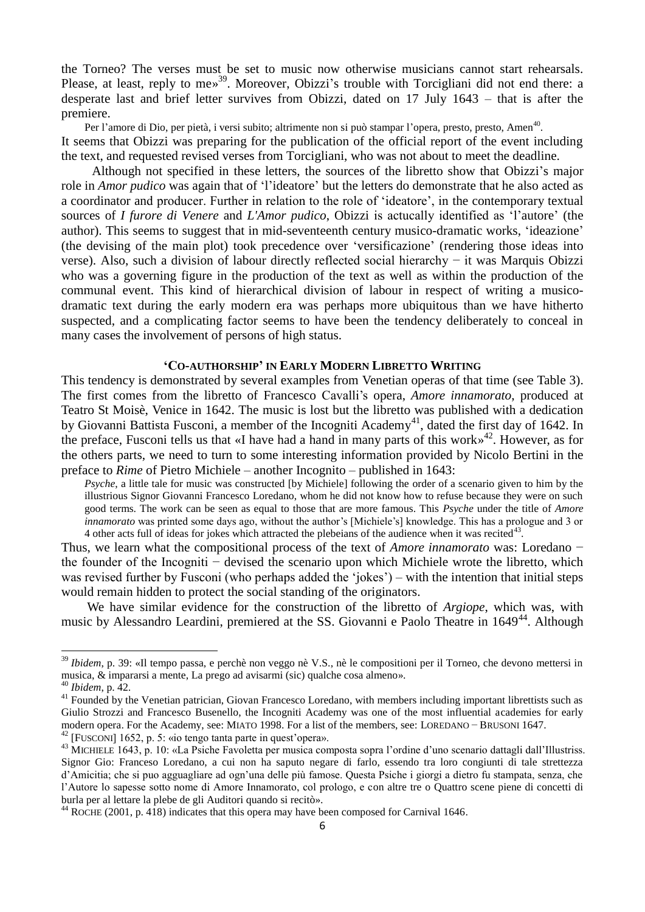the Torneo? The verses must be set to music now otherwise musicians cannot start rehearsals. Please, at least, reply to me»[39]. Moreover, Obizzi's trouble with Torcigliani did not end there: a desperate last and brief letter survives from Obizzi, dated on 17 July 1643 – that is after the premiere.

> Per l'amore di Dio, per pietà, i versi subito; altrimente non si può stampar l'opera, presto, presto, Amen[40].

It seems that Obizzi was preparing for the publication of the official report of the event including the text, and requested revised verses from Torcigliani, who was not about to meet the deadline.

Although not specified in these letters, the sources of the libretto show that Obizzi's major role in *Amor pudico* was again that of 'l'ideatore' but the letters do demonstrate that he also acted as a coordinator and producer. Further in relation to the role of 'ideatore', in the contemporary textual sources of *I furore di Venere* and *L'Amor pudico*, Obizzi is actucally identified as 'l'autore' (the author). This seems to suggest that in mid-seventeenth century musico-dramatic works, 'ideazione' (the devising of the main plot) took precedence over 'versificazione' (rendering those ideas into verse). Also, such a division of labour directly reflected social hierarchy − it was Marquis Obizzi who was a governing figure in the production of the text as well as within the production of the communal event. This kind of hierarchical division of labour in respect of writing a musico-dramatic text during the early modern era was perhaps more ubiquitous than we have hitherto suspected, and a complicating factor seems to have been the tendency deliberately to conceal in many cases the involvement of persons of high status.

## 'Co-authorship' in Early Modern Libretto Writing

This tendency is demonstrated by several examples from Venetian operas of that time (see Table 3). The first comes from the libretto of Francesco Cavalli's opera, *Amore innamorato*, produced at Teatro St Moisè, Venice in 1642. The music is lost but the libretto was published with a dedication by Giovanni Battista Fusconi, a member of the Incogniti Academy[41], dated the first day of 1642. In the preface, Fusconi tells us that «I have had a hand in many parts of this work»[42]. However, as for the others parts, we need to turn to some interesting information provided by Nicolo Bertini in the preface to *Rime* of Pietro Michiele – another Incognito – published in 1643:

> *Psyche*, a little tale for music was constructed [by Michiele] following the order of a scenario given to him by the illustrious Signor Giovanni Francesco Loredano, whom he did not know how to refuse because they were on such good terms. The work can be seen as equal to those that are more famous. This *Psyche* under the title of *Amore innamorato* was printed some days ago, without the author's [Michiele's] knowledge. This has a prologue and 3 or 4 other acts full of ideas for jokes which attracted the plebeians of the audience when it was recited[43].

Thus, we learn what the compositional process of the text of *Amore innamorato* was: Loredano − the founder of the Incogniti − devised the scenario upon which Michiele wrote the libretto, which was revised further by Fusconi (who perhaps added the 'jokes') – with the intention that initial steps would remain hidden to protect the social standing of the originators.

We have similar evidence for the construction of the libretto of *Argiope*, which was, with music by Alessandro Leardini, premiered at the SS. Giovanni e Paolo Theatre in 1649[44]. Although

---

[39] *Ibidem*, p. 39: «Il tempo passa, e perchè non veggo nè V.S., nè le compositioni per il Torneo, che devono mettersi in musica, & impararsi a mente, La prego ad avisarmi (sic) qualche cosa almeno».

[40] *Ibidem*, p. 42.

[41] Founded by the Venetian patrician, Giovan Francesco Loredano, with members including important librettists such as Giulio Strozzi and Francesco Busenello, the Incogniti Academy was one of the most influential academies for early modern opera. For the Academy, see: MIATO 1998. For a list of the members, see: LOREDANO − BRUSONI 1647.

[42] [FUSCONI] 1652, p. 5: «io tengo tanta parte in quest'opera».

[43] MICHIELE 1643, p. 10: «La Psiche Favoletta per musica composta sopra l'ordine d'uno scenario dattagli dall'Illustriss. Signor Gio: Franceso Loredano, a cui non ha saputo negare di farlo, essendo tra loro congiunti di tale strettezza d'Amicitia; che si puo agguagliare ad ogn'una delle più famose. Questa Psiche i giorgi a dietro fu stampata, senza, che l'Autore lo sapesse sotto nome di Amore Innamorato, col prologo, e con altre tre o Quattro scene piene di concetti di burla per al lettare la plebe de gli Auditori quando si recitò».

[44] ROCHE (2001, p. 418) indicates that this opera may have been composed for Carnival 1646.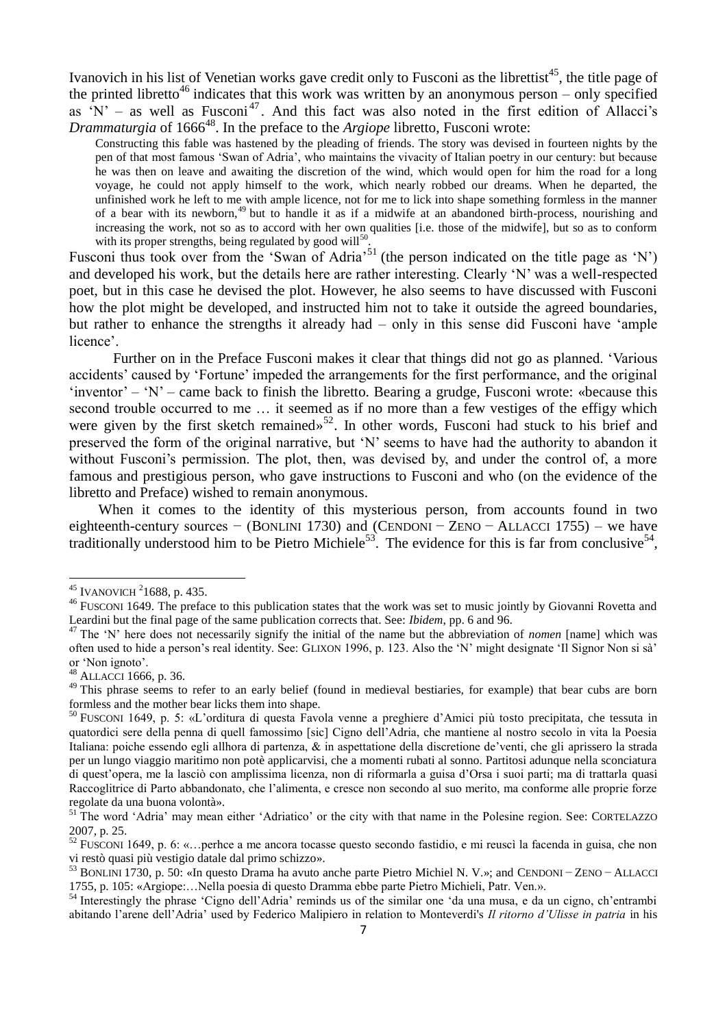Ivanovich in his list of Venetian works gave credit only to Fusconi as the librettist[45], the title page of the printed libretto[46] indicates that this work was written by an anonymous person – only specified as 'N' – as well as Fusconi[47]. And this fact was also noted in the first edition of Allacci's *Drammaturgia* of 1666[48]. In the preface to the *Argiope* libretto, Fusconi wrote:

> Constructing this fable was hastened by the pleading of friends. The story was devised in fourteen nights by the pen of that most famous 'Swan of Adria', who maintains the vivacity of Italian poetry in our century: but because he was then on leave and awaiting the discretion of the wind, which would open for him the road for a long voyage, he could not apply himself to the work, which nearly robbed our dreams. When he departed, the unfinished work he left to me with ample licence, not for me to lick into shape something formless in the manner of a bear with its newborn,[49] but to handle it as if a midwife at an abandoned birth-process, nourishing and increasing the work, not so as to accord with her own qualities [i.e. those of the midwife], but so as to conform with its proper strengths, being regulated by good will[50].

Fusconi thus took over from the 'Swan of Adria'[51] (the person indicated on the title page as 'N') and developed his work, but the details here are rather interesting. Clearly 'N' was a well-respected poet, but in this case he devised the plot. However, he also seems to have discussed with Fusconi how the plot might be developed, and instructed him not to take it outside the agreed boundaries, but rather to enhance the strengths it already had – only in this sense did Fusconi have 'ample licence'.

Further on in the Preface Fusconi makes it clear that things did not go as planned. 'Various accidents' caused by 'Fortune' impeded the arrangements for the first performance, and the original 'inventor' – 'N' – came back to finish the libretto. Bearing a grudge, Fusconi wrote: «because this second trouble occurred to me … it seemed as if no more than a few vestiges of the effigy which were given by the first sketch remained»[52]. In other words, Fusconi had stuck to his brief and preserved the form of the original narrative, but 'N' seems to have had the authority to abandon it without Fusconi's permission. The plot, then, was devised by, and under the control of, a more famous and prestigious person, who gave instructions to Fusconi and who (on the evidence of the libretto and Preface) wished to remain anonymous.

When it comes to the identity of this mysterious person, from accounts found in two eighteenth-century sources − (BONLINI 1730) and (CENDONI − ZENO − ALLACCI 1755) – we have traditionally understood him to be Pietro Michiele[53]. The evidence for this is far from conclusive[54],

---

[45] IVANOVICH ²1688, p. 435.

[46] FUSCONI 1649. The preface to this publication states that the work was set to music jointly by Giovanni Rovetta and Leardini but the final page of the same publication corrects that. See: *Ibidem*, pp. 6 and 96.

[47] The 'N' here does not necessarily signify the initial of the name but the abbreviation of *nomen* [name] which was often used to hide a person's real identity. See: GLIXON 1996, p. 123. Also the 'N' might designate 'Il Signor Non si sà' or 'Non ignoto'.

[48] ALLACCI 1666, p. 36.

[49] This phrase seems to refer to an early belief (found in medieval bestiaries, for example) that bear cubs are born formless and the mother bear licks them into shape.

[50] FUSCONI 1649, p. 5: «L'orditura di questa Favola venne a preghiere d'Amici più tosto precipitata, che tessuta in quatordici sere della penna di quell famossimo [sic] Cigno dell'Adria, che mantiene al nostro secolo in vita la Poesia Italiana: poiche essendo egli allhora di partenza, & in aspettatione della discretione de'venti, che gli aprissero la strada per un lungo viaggio maritimo non potè applicarvisi, che a momenti rubati al sonno. Partitosi adunque nella sconciatura di quest'opera, me la lasciò con amplissima licenza, non di riformarla a guisa d'Orsa i suoi parti; ma di trattarla quasi Raccoglitrice di Parto abbandonato, che l'alimenta, e cresce non secondo al suo merito, ma conforme alle proprie forze regolate da una buona volontà».

[51] The word 'Adria' may mean either 'Adriatico' or the city with that name in the Polesine region. See: CORTELAZZO 2007, p. 25.

[52] FUSCONI 1649, p. 6: «…perhce a me ancora tocasse questo secondo fastidio, e mi reuscì la facenda in guisa, che non vi restò quasi più vestigio datale dal primo schizzo».

[53] BONLINI 1730, p. 50: «In questo Drama ha avuto anche parte Pietro Michiel N. V.»; and CENDONI − ZENO − ALLACCI 1755, p. 105: «Argiope:…Nella poesia di questo Dramma ebbe parte Pietro Michieli, Patr. Ven.».

[54] Interestingly the phrase 'Cigno dell'Adria' reminds us of the similar one 'da una musa, e da un cigno, ch'entrambi abitando l'arene dell'Adria' used by Federico Malipiero in relation to Monteverdi's *Il ritorno d'Ulisse in patria* in his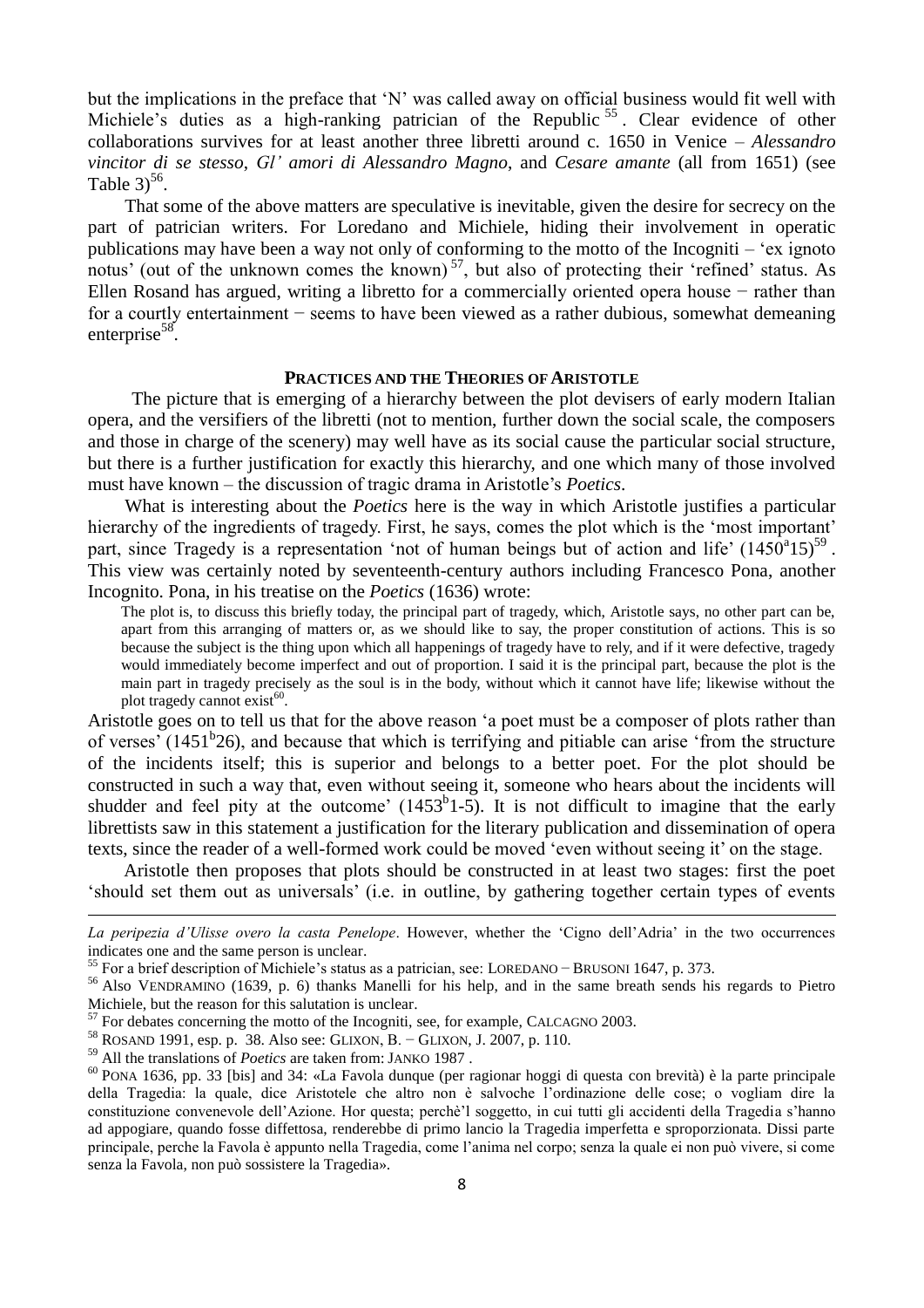but the implications in the preface that 'N' was called away on official business would fit well with Michiele's duties as a high-ranking patrician of the Republic [55]. Clear evidence of other collaborations survives for at least another three libretti around c. 1650 in Venice – *Alessandro vincitor di se stesso*, *Gl' amori di Alessandro Magno*, and *Cesare amante* (all from 1651) (see Table 3)[56].

That some of the above matters are speculative is inevitable, given the desire for secrecy on the part of patrician writers. For Loredano and Michiele, hiding their involvement in operatic publications may have been a way not only of conforming to the motto of the Incogniti – 'ex ignoto notus' (out of the unknown comes the known)[57], but also of protecting their 'refined' status. As Ellen Rosand has argued, writing a libretto for a commercially oriented opera house − rather than for a courtly entertainment − seems to have been viewed as a rather dubious, somewhat demeaning enterprise[58].

## PRACTICES AND THE THEORIES OF ARISTOTLE

The picture that is emerging of a hierarchy between the plot devisers of early modern Italian opera, and the versifiers of the libretti (not to mention, further down the social scale, the composers and those in charge of the scenery) may well have as its social cause the particular social structure, but there is a further justification for exactly this hierarchy, and one which many of those involved must have known – the discussion of tragic drama in Aristotle's *Poetics*.

What is interesting about the *Poetics* here is the way in which Aristotle justifies a particular hierarchy of the ingredients of tragedy. First, he says, comes the plot which is the 'most important' part, since Tragedy is a representation 'not of human beings but of action and life' ($1450^{a}15$)[59]. This view was certainly noted by seventeenth-century authors including Francesco Pona, another Incognito. Pona, in his treatise on the *Poetics* (1636) wrote:

> The plot is, to discuss this briefly today, the principal part of tragedy, which, Aristotle says, no other part can be, apart from this arranging of matters or, as we should like to say, the proper constitution of actions. This is so because the subject is the thing upon which all happenings of tragedy have to rely, and if it were defective, tragedy would immediately become imperfect and out of proportion. I said it is the principal part, because the plot is the main part in tragedy precisely as the soul is in the body, without which it cannot have life; likewise without the plot tragedy cannot exist[60].

Aristotle goes on to tell us that for the above reason 'a poet must be a composer of plots rather than of verses' ($1451^{b}26$), and because that which is terrifying and pitiable can arise 'from the structure of the incidents itself; this is superior and belongs to a better poet. For the plot should be constructed in such a way that, even without seeing it, someone who hears about the incidents will shudder and feel pity at the outcome' ($1453^{b}1$-5). It is not difficult to imagine that the early librettists saw in this statement a justification for the literary publication and dissemination of opera texts, since the reader of a well-formed work could be moved 'even without seeing it' on the stage.

Aristotle then proposes that plots should be constructed in at least two stages: first the poet 'should set them out as universals' (i.e. in outline, by gathering together certain types of events

---

*La peripezia d'Ulisse overo la casta Penelope*. However, whether the 'Cigno dell'Adria' in the two occurrences indicates one and the same person is unclear.

[55] For a brief description of Michiele's status as a patrician, see: LOREDANO − BRUSONI 1647, p. 373.

[56] Also VENDRAMINO (1639, p. 6) thanks Manelli for his help, and in the same breath sends his regards to Pietro Michiele, but the reason for this salutation is unclear.

[57] For debates concerning the motto of the Incogniti, see, for example, CALCAGNO 2003.

[58] ROSAND 1991, esp. p. 38. Also see: GLIXON, B. − GLIXON, J. 2007, p. 110.

[59] All the translations of *Poetics* are taken from: JANKO 1987 .

[60] PONA 1636, pp. 33 [bis] and 34: «La Favola dunque (per ragionar hoggi di questa con brevità) è la parte principale della Tragedia: la quale, dice Aristotele che altro non è salvoche l'ordinazione delle cose; o vogliam dire la constituzione convenevole dell'Azione. Hor questa; perchè'l soggetto, in cui tutti gli accidenti della Tragedia s'hanno ad appoggiare, quando fosse diffettosa, renderebbe di primo lancio la Tragedia imperfetta e sproporzionata. Dissi parte principale, perche la Favola è appunto nella Tragedia, come l'anima nel corpo; senza la quale ei non può vivere, si come senza la Favola, non può sossistere la Tragedia».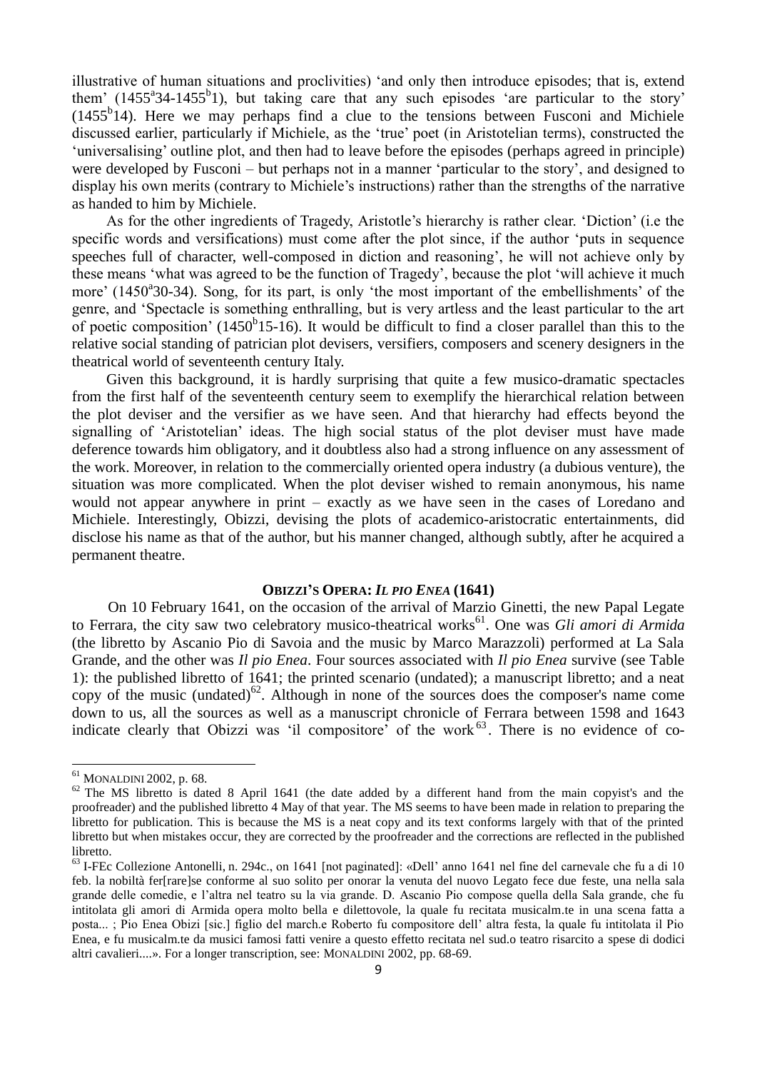illustrative of human situations and proclivities) 'and only then introduce episodes; that is, extend them' ($1455^a$34-$1455^b$1), but taking care that any such episodes 'are particular to the story' ($1455^b$14). Here we may perhaps find a clue to the tensions between Fusconi and Michiele discussed earlier, particularly if Michiele, as the 'true' poet (in Aristotelian terms), constructed the 'universalising' outline plot, and then had to leave before the episodes (perhaps agreed in principle) were developed by Fusconi – but perhaps not in a manner 'particular to the story', and designed to display his own merits (contrary to Michiele's instructions) rather than the strengths of the narrative as handed to him by Michiele.

As for the other ingredients of Tragedy, Aristotle's hierarchy is rather clear. 'Diction' (i.e the specific words and versifications) must come after the plot since, if the author 'puts in sequence speeches full of character, well-composed in diction and reasoning', he will not achieve only by these means 'what was agreed to be the function of Tragedy', because the plot 'will achieve it much more' ($1450^a$30-34). Song, for its part, is only 'the most important of the embellishments' of the genre, and 'Spectacle is something enthralling, but is very artless and the least particular to the art of poetic composition' ($1450^b$15-16). It would be difficult to find a closer parallel than this to the relative social standing of patrician plot devisers, versifiers, composers and scenery designers in the theatrical world of seventeenth century Italy.

Given this background, it is hardly surprising that quite a few musico-dramatic spectacles from the first half of the seventeenth century seem to exemplify the hierarchical relation between the plot deviser and the versifier as we have seen. And that hierarchy had effects beyond the signalling of 'Aristotelian' ideas. The high social status of the plot deviser must have made deference towards him obligatory, and it doubtless also had a strong influence on any assessment of the work. Moreover, in relation to the commercially oriented opera industry (a dubious venture), the situation was more complicated. When the plot deviser wished to remain anonymous, his name would not appear anywhere in print – exactly as we have seen in the cases of Loredano and Michiele. Interestingly, Obizzi, devising the plots of academico-aristocratic entertainments, did disclose his name as that of the author, but his manner changed, although subtly, after he acquired a permanent theatre.

## OBIZZI'S OPERA: *IL PIO ENEA* (1641)

On 10 February 1641, on the occasion of the arrival of Marzio Ginetti, the new Papal Legate to Ferrara, the city saw two celebratory musico-theatrical works[61]. One was *Gli amori di Armida* (the libretto by Ascanio Pio di Savoia and the music by Marco Marazzoli) performed at La Sala Grande, and the other was *Il pio Enea*. Four sources associated with *Il pio Enea* survive (see Table 1): the published libretto of 1641; the printed scenario (undated); a manuscript libretto; and a neat copy of the music (undated)[62]. Although in none of the sources does the composer's name come down to us, all the sources as well as a manuscript chronicle of Ferrara between 1598 and 1643 indicate clearly that Obizzi was 'il compositore' of the work[63]. There is no evidence of co-

---

[61] MONALDINI 2002, p. 68.

[62] The MS libretto is dated 8 April 1641 (the date added by a different hand from the main copyist's and the proofreader) and the published libretto 4 May of that year. The MS seems to have been made in relation to preparing the libretto for publication. This is because the MS is a neat copy and its text conforms largely with that of the printed libretto but when mistakes occur, they are corrected by the proofreader and the corrections are reflected in the published libretto.

[63] I-FEc Collezione Antonelli, n. 294c., on 1641 [not paginated]: «Dell' anno 1641 nel fine del carnevale che fu a di 10 feb. la nobiltà fer[rare]se conforme al suo solito per onorar la venuta del nuovo Legato fece due feste, una nella sala grande delle comedie, e l'altra nel teatro su la via grande. D. Ascanio Pio compose quella della Sala grande, che fu intitolata gli amori di Armida opera molto bella e dilettovole, la quale fu recitata musicalm.te in una scena fatta a posta... ; Pio Enea Obizi [sic.] figlio del march.e Roberto fu compositore dell' altra festa, la quale fu intitolata il Pio Enea, e fu musicalm.te da musici famosi fatti venire a questo effetto recitata nel sud.o teatro risarcito a spese di dodici altri cavalieri....». For a longer transcription, see: MONALDINI 2002, pp. 68-69.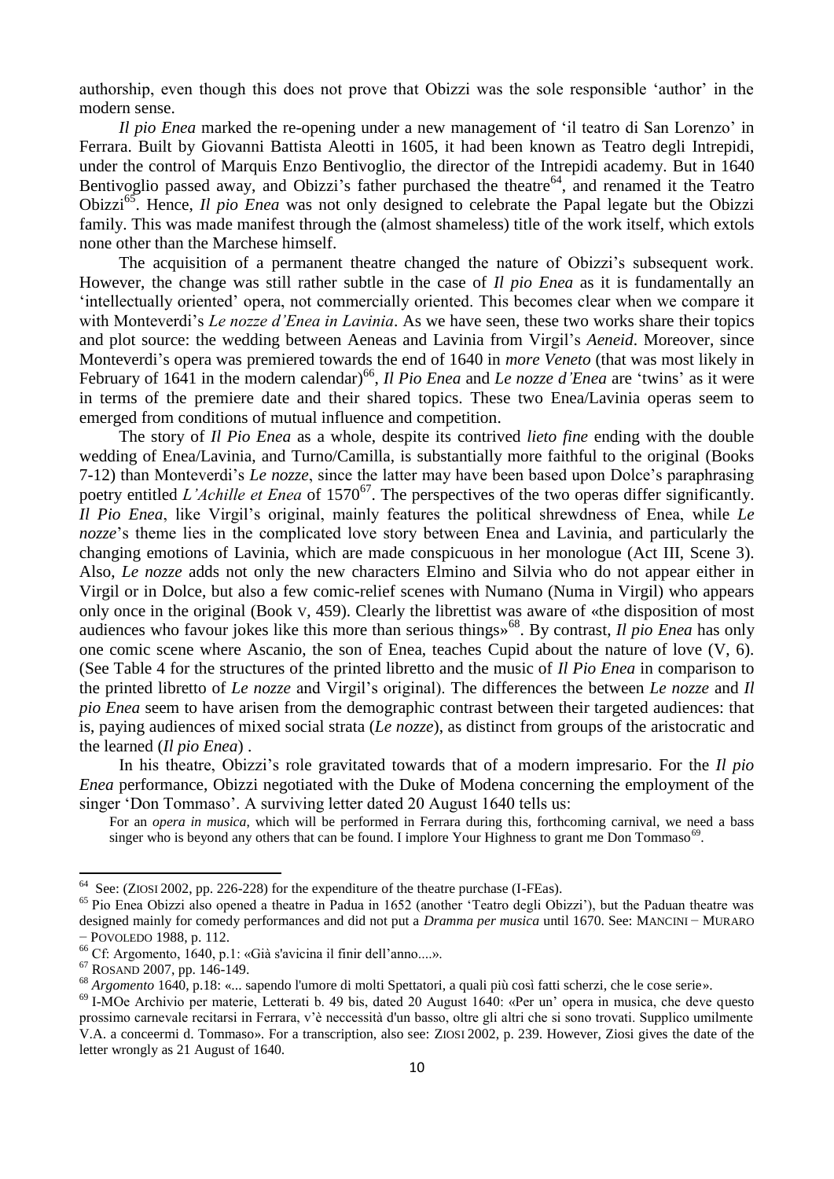authorship, even though this does not prove that Obizzi was the sole responsible 'author' in the modern sense.

*Il pio Enea* marked the re-opening under a new management of 'il teatro di San Lorenzo' in Ferrara. Built by Giovanni Battista Aleotti in 1605, it had been known as Teatro degli Intrepidi, under the control of Marquis Enzo Bentivoglio, the director of the Intrepidi academy. But in 1640 Bentivoglio passed away, and Obizzi's father purchased the theatre[64], and renamed it the Teatro Obizzi[65]. Hence, *Il pio Enea* was not only designed to celebrate the Papal legate but the Obizzi family. This was made manifest through the (almost shameless) title of the work itself, which extols none other than the Marchese himself.

The acquisition of a permanent theatre changed the nature of Obizzi's subsequent work. However, the change was still rather subtle in the case of *Il pio Enea* as it is fundamentally an 'intellectually oriented' opera, not commercially oriented. This becomes clear when we compare it with Monteverdi's *Le nozze d'Enea in Lavinia*. As we have seen, these two works share their topics and plot source: the wedding between Aeneas and Lavinia from Virgil's *Aeneid*. Moreover, since Monteverdi's opera was premiered towards the end of 1640 in *more Veneto* (that was most likely in February of 1641 in the modern calendar)[66], *Il Pio Enea* and *Le nozze d'Enea* are 'twins' as it were in terms of the premiere date and their shared topics. These two Enea/Lavinia operas seem to emerged from conditions of mutual influence and competition.

The story of *Il Pio Enea* as a whole, despite its contrived *lieto fine* ending with the double wedding of Enea/Lavinia, and Turno/Camilla, is substantially more faithful to the original (Books 7-12) than Monteverdi's *Le nozze*, since the latter may have been based upon Dolce's paraphrasing poetry entitled *L'Achille et Enea* of 1570[67]. The perspectives of the two operas differ significantly. *Il Pio Enea*, like Virgil's original, mainly features the political shrewdness of Enea, while *Le nozze*'s theme lies in the complicated love story between Enea and Lavinia, and particularly the changing emotions of Lavinia, which are made conspicuous in her monologue (Act III, Scene 3). Also, *Le nozze* adds not only the new characters Elmino and Silvia who do not appear either in Virgil or in Dolce, but also a few comic-relief scenes with Numano (Numa in Virgil) who appears only once in the original (Book V, 459). Clearly the librettist was aware of «the disposition of most audiences who favour jokes like this more than serious things»[68]. By contrast, *Il pio Enea* has only one comic scene where Ascanio, the son of Enea, teaches Cupid about the nature of love (V, 6). (See Table 4 for the structures of the printed libretto and the music of *Il Pio Enea* in comparison to the printed libretto of *Le nozze* and Virgil's original). The differences the between *Le nozze* and *Il pio Enea* seem to have arisen from the demographic contrast between their targeted audiences: that is, paying audiences of mixed social strata (*Le nozze*), as distinct from groups of the aristocratic and the learned (*Il pio Enea*) .

In his theatre, Obizzi's role gravitated towards that of a modern impresario. For the *Il pio Enea* performance, Obizzi negotiated with the Duke of Modena concerning the employment of the singer 'Don Tommaso'. A surviving letter dated 20 August 1640 tells us:

> For an *opera in musica*, which will be performed in Ferrara during this, forthcoming carnival, we need a bass singer who is beyond any others that can be found. I implore Your Highness to grant me Don Tommaso[69].

---

[64] See: (ZIOSI 2002, pp. 226-228) for the expenditure of the theatre purchase (I-FEas).

[65] Pio Enea Obizzi also opened a theatre in Padua in 1652 (another 'Teatro degli Obizzi'), but the Paduan theatre was designed mainly for comedy performances and did not put a *Dramma per musica* until 1670. See: MANCINI – MURARO – POVOLEDO 1988, p. 112.

[66] Cf: Argomento, 1640, p.1: «Già s'avicina il finir dell'anno....».

[67] ROSAND 2007, pp. 146-149.

[68] *Argomento* 1640, p.18: «... sapendo l'umore di molti Spettatori, a quali più così fatti scherzi, che le cose serie».

[69] I-MOe Archivio per materie, Letterati b. 49 bis, dated 20 August 1640: «Per un' opera in musica, che deve questo prossimo carnevale recitarsi in Ferrara, v'è neccessità d'un basso, oltre gli altri che si sono trovati. Supplico umilmente V.A. a conceermi d. Tommaso». For a transcription, also see: ZIOSI 2002, p. 239. However, Ziosi gives the date of the letter wrongly as 21 August of 1640.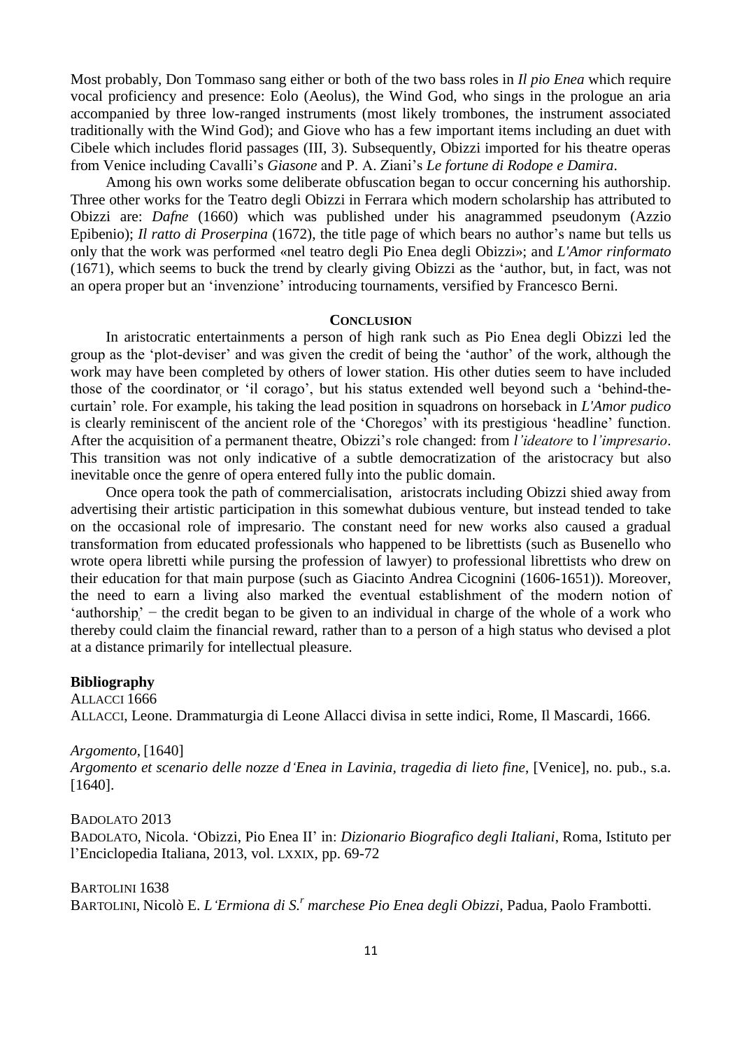Most probably, Don Tommaso sang either or both of the two bass roles in *Il pio Enea* which require vocal proficiency and presence: Eolo (Aeolus), the Wind God, who sings in the prologue an aria accompanied by three low-ranged instruments (most likely trombones, the instrument associated traditionally with the Wind God); and Giove who has a few important items including an duet with Cibele which includes florid passages (III, 3). Subsequently, Obizzi imported for his theatre operas from Venice including Cavalli's *Giasone* and P. A. Ziani's *Le fortune di Rodope e Damira*.

Among his own works some deliberate obfuscation began to occur concerning his authorship. Three other works for the Teatro degli Obizzi in Ferrara which modern scholarship has attributed to Obizzi are: *Dafne* (1660) which was published under his anagrammed pseudonym (Azzio Epibenio); *Il ratto di Proserpina* (1672), the title page of which bears no author's name but tells us only that the work was performed «nel teatro degli Pio Enea degli Obizzi»; and *L'Amor rinformato* (1671), which seems to buck the trend by clearly giving Obizzi as the 'author, but, in fact, was not an opera proper but an 'invenzione' introducing tournaments, versified by Francesco Berni.

## Conclusion

In aristocratic entertainments a person of high rank such as Pio Enea degli Obizzi led the group as the 'plot-deviser' and was given the credit of being the 'author' of the work, although the work may have been completed by others of lower station. His other duties seem to have included those of the coordinator or 'il corago', but his status extended well beyond such a 'behind-the-curtain' role. For example, his taking the lead position in squadrons on horseback in *L'Amor pudico* is clearly reminiscent of the ancient role of the 'Choregos' with its prestigious 'headline' function. After the acquisition of a permanent theatre, Obizzi's role changed: from *l'ideatore* to *l'impresario*. This transition was not only indicative of a subtle democratization of the aristocracy but also inevitable once the genre of opera entered fully into the public domain.

Once opera took the path of commercialisation, aristocrats including Obizzi shied away from advertising their artistic participation in this somewhat dubious venture, but instead tended to take on the occasional role of impresario. The constant need for new works also caused a gradual transformation from educated professionals who happened to be librettists (such as Busenello who wrote opera libretti while pursing the profession of lawyer) to professional librettists who drew on their education for that main purpose (such as Giacinto Andrea Cicognini (1606-1651)). Moreover, the need to earn a living also marked the eventual establishment of the modern notion of 'authorship' − the credit began to be given to an individual in charge of the whole of a work who thereby could claim the financial reward, rather than to a person of a high status who devised a plot at a distance primarily for intellectual pleasure.

### Bibliography

ALLACCI 1666
ALLACCI, Leone. Drammaturgia di Leone Allacci divisa in sette indici, Rome, Il Mascardi, 1666.

*Argomento*, [1640]
*Argomento et scenario delle nozze d'Enea in Lavinia, tragedia di lieto fine*, [Venice], no. pub., s.a. [1640].

BADOLATO 2013
BADOLATO, Nicola. 'Obizzi, Pio Enea II' in: *Dizionario Biografico degli Italiani*, Roma, Istituto per l'Enciclopedia Italiana, 2013, vol. LXXIX, pp. 69-72

BARTOLINI 1638
BARTOLINI, Nicolò E. *L'Ermiona di S.r marchese Pio Enea degli Obizzi*, Padua, Paolo Frambotti.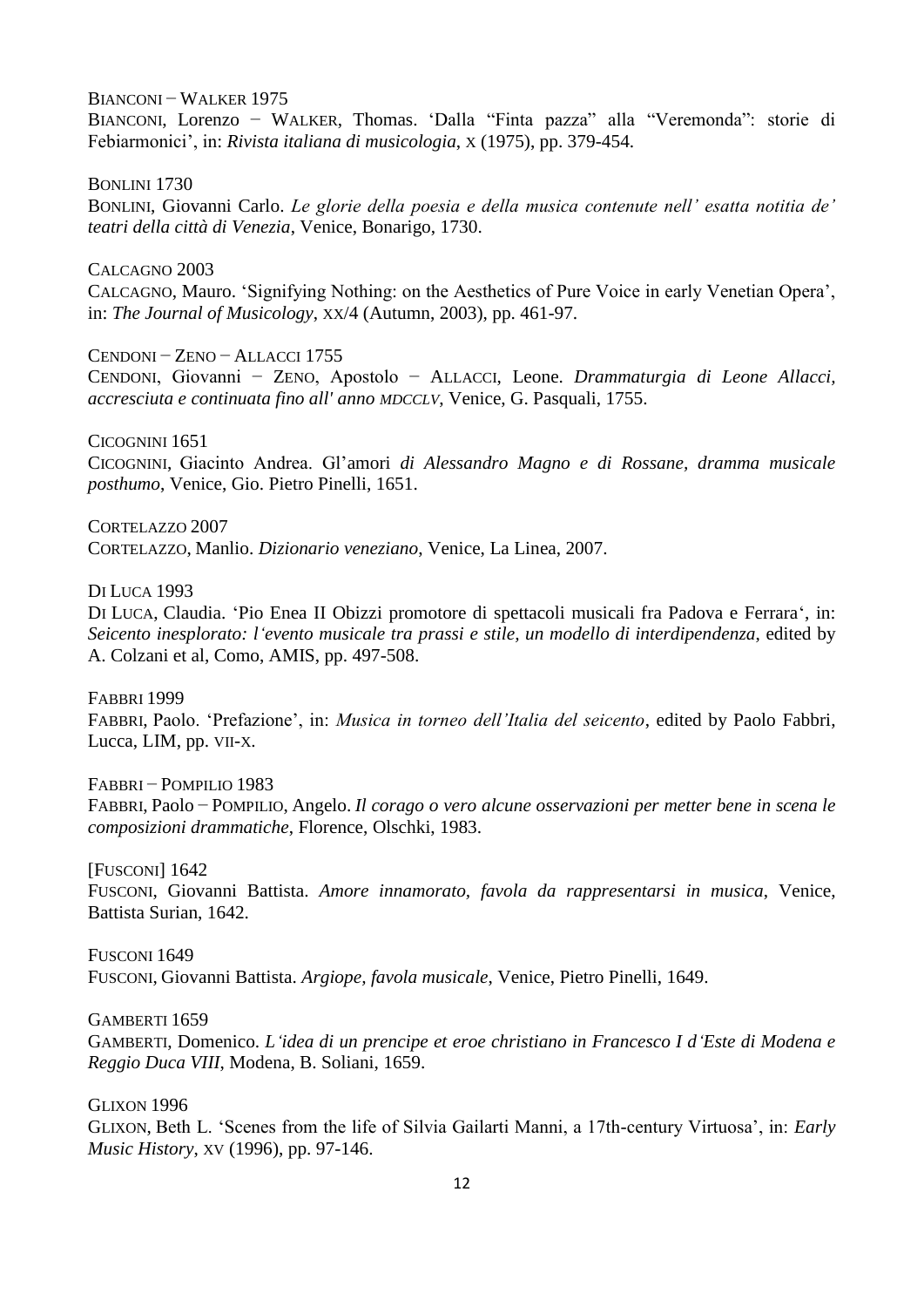BIANCONI – WALKER 1975

BIANCONI, Lorenzo – WALKER, Thomas. 'Dalla "Finta pazza" alla "Veremonda": storie di Febiarmonici', in: *Rivista italiana di musicologia*, X (1975), pp. 379-454.

BONLINI 1730

BONLINI, Giovanni Carlo. *Le glorie della poesia e della musica contenute nell' esatta notitia de' teatri della città di Venezia*, Venice, Bonarigo, 1730.

CALCAGNO 2003

CALCAGNO, Mauro. 'Signifying Nothing: on the Aesthetics of Pure Voice in early Venetian Opera', in: *The Journal of Musicology*, XX/4 (Autumn, 2003), pp. 461-97.

CENDONI – ZENO – ALLACCI 1755

CENDONI, Giovanni – ZENO, Apostolo – ALLACCI, Leone. *Drammaturgia di Leone Allacci, accresciuta e continuata fino all' anno MDCCLV*, Venice, G. Pasquali, 1755.

CICOGNINI 1651

CICOGNINI, Giacinto Andrea. Gl'amori *di Alessandro Magno e di Rossane, dramma musicale posthumo*, Venice, Gio. Pietro Pinelli, 1651.

CORTELAZZO 2007

CORTELAZZO, Manlio. *Dizionario veneziano*, Venice, La Linea, 2007.

DI LUCA 1993

DI LUCA, Claudia. 'Pio Enea II Obizzi promotore di spettacoli musicali fra Padova e Ferrara', in: *Seicento inesplorato: l'evento musicale tra prassi e stile, un modello di interdipendenza*, edited by A. Colzani et al, Como, AMIS, pp. 497-508.

FABBRI 1999

FABBRI, Paolo. 'Prefazione', in: *Musica in torneo dell'Italia del seicento*, edited by Paolo Fabbri, Lucca, LIM, pp. VII-X.

FABBRI – POMPILIO 1983

FABBRI, Paolo – POMPILIO, Angelo. *Il corago o vero alcune osservazioni per metter bene in scena le composizioni drammatiche*, Florence, Olschki, 1983.

[FUSCONI] 1642

FUSCONI, Giovanni Battista. *Amore innamorato, favola da rappresentarsi in musica*, Venice, Battista Surian, 1642.

FUSCONI 1649

FUSCONI, Giovanni Battista. *Argiope, favola musicale*, Venice, Pietro Pinelli, 1649.

GAMBERTI 1659

GAMBERTI, Domenico. *L'idea di un prencipe et eroe christiano in Francesco I d'Este di Modena e Reggio Duca VIII*, Modena, B. Soliani, 1659.

GLIXON 1996

GLIXON, Beth L. 'Scenes from the life of Silvia Gailarti Manni, a 17th-century Virtuosa', in: *Early Music History*, XV (1996), pp. 97-146.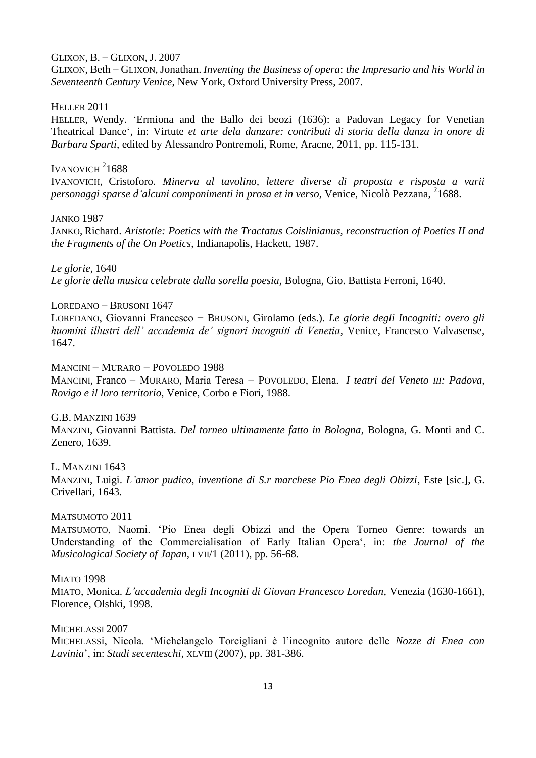GLIXON, B. − GLIXON, J. 2007

GLIXON, Beth − GLIXON, Jonathan. *Inventing the Business of opera*: *the Impresario and his World in Seventeenth Century Venice*, New York, Oxford University Press, 2007.

HELLER 2011

HELLER, Wendy. 'Ermiona and the Ballo dei beozi (1636): a Padovan Legacy for Venetian Theatrical Dance', in: Virtute *et arte dela danzare: contributi di storia della danza in onore di Barbara Sparti*, edited by Alessandro Pontremoli, Rome, Aracne, 2011, pp. 115-131.

IVANOVICH [2]1688

IVANOVICH, Cristoforo. *Minerva al tavolino, lettere diverse di proposta e risposta a varii personaggi sparse d'alcuni componimenti in prosa et in verso*, Venice, Nicolò Pezzana, [2]1688.

JANKO 1987

JANKO, Richard. *Aristotle: Poetics with the Tractatus Coislinianus, reconstruction of Poetics II and the Fragments of the On Poetics*, Indianapolis, Hackett, 1987.

*Le glorie*, 1640

*Le glorie della musica celebrate dalla sorella poesia*, Bologna, Gio. Battista Ferroni, 1640.

LOREDANO − BRUSONI 1647

LOREDANO, Giovanni Francesco − BRUSONI, Girolamo (eds.). *Le glorie degli Incogniti: overo gli huomini illustri dell' accademia de' signori incogniti di Venetia*, Venice, Francesco Valvasense, 1647.

MANCINI − MURARO − POVOLEDO 1988

MANCINI, Franco − MURARO, Maria Teresa − POVOLEDO, Elena. *I teatri del Veneto III: Padova, Rovigo e il loro territorio*, Venice, Corbo e Fiori, 1988.

G.B. MANZINI 1639

MANZINI, Giovanni Battista. *Del torneo ultimamente fatto in Bologna*, Bologna, G. Monti and C. Zenero, 1639.

L. MANZINI 1643

MANZINI, Luigi. *L'amor pudico, inventione di S.r marchese Pio Enea degli Obizzi*, Este [sic.], G. Crivellari, 1643.

MATSUMOTO 2011

MATSUMOTO, Naomi. 'Pio Enea degli Obizzi and the Opera Torneo Genre: towards an Understanding of the Commercialisation of Early Italian Opera', in: *the Journal of the Musicological Society of Japan*, LVII/1 (2011), pp. 56-68.

MIATO 1998

MIATO, Monica. *L'accademia degli Incogniti di Giovan Francesco Loredan*, Venezia (1630-1661), Florence, Olshki, 1998.

MICHELASSI 2007

MICHELASSI, Nicola. 'Michelangelo Torcigliani è l'incognito autore delle *Nozze di Enea con Lavinia*', in: *Studi secenteschi*, XLVIII (2007), pp. 381-386.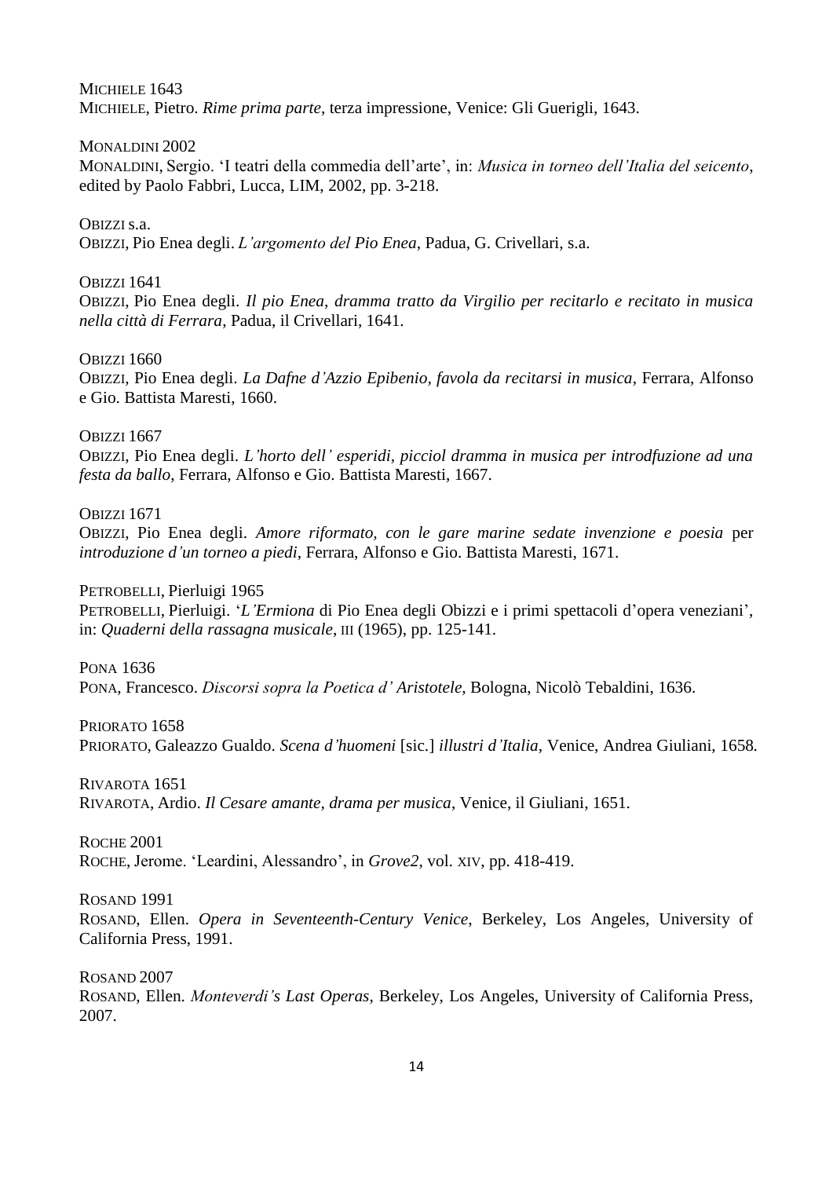MICHIELE 1643

MICHIELE, Pietro. *Rime prima parte*, terza impressione, Venice: Gli Guerigli, 1643.

MONALDINI 2002

MONALDINI, Sergio. 'I teatri della commedia dell'arte', in: *Musica in torneo dell'Italia del seicento*, edited by Paolo Fabbri, Lucca, LIM, 2002, pp. 3-218.

OBIZZI s.a.

OBIZZI, Pio Enea degli. *L'argomento del Pio Enea*, Padua, G. Crivellari, s.a.

OBIZZI 1641

OBIZZI, Pio Enea degli. *Il pio Enea, dramma tratto da Virgilio per recitarlo e recitato in musica nella città di Ferrara*, Padua, il Crivellari, 1641.

OBIZZI 1660

OBIZZI, Pio Enea degli. *La Dafne d'Azzio Epibenio, favola da recitarsi in musica*, Ferrara, Alfonso e Gio. Battista Maresti, 1660.

OBIZZI 1667

OBIZZI, Pio Enea degli. *L'horto dell' esperidi, picciol dramma in musica per introdfuzione ad una festa da ballo*, Ferrara, Alfonso e Gio. Battista Maresti, 1667.

OBIZZI 1671

OBIZZI, Pio Enea degli. *Amore riformato, con le gare marine sedate invenzione e poesia* per *introduzione d'un torneo a piedi*, Ferrara, Alfonso e Gio. Battista Maresti, 1671.

PETROBELLI, Pierluigi 1965

PETROBELLI, Pierluigi. '*L'Ermiona* di Pio Enea degli Obizzi e i primi spettacoli d'opera veneziani', in: *Quaderni della rassagna musicale*, III (1965), pp. 125-141.

PONA 1636

PONA, Francesco. *Discorsi sopra la Poetica d' Aristotele*, Bologna, Nicolò Tebaldini, 1636.

PRIORATO 1658

PRIORATO, Galeazzo Gualdo. *Scena d'huomeni* [sic.] *illustri d'Italia*, Venice, Andrea Giuliani, 1658.

RIVAROTA 1651

RIVAROTA, Ardio. *Il Cesare amante, drama per musica*, Venice, il Giuliani, 1651.

ROCHE 2001

ROCHE, Jerome. 'Leardini, Alessandro', in *Grove2*, vol. XIV, pp. 418-419.

ROSAND 1991

ROSAND, Ellen. *Opera in Seventeenth-Century Venice*, Berkeley, Los Angeles, University of California Press, 1991.

ROSAND 2007

ROSAND, Ellen. *Monteverdi's Last Operas*, Berkeley, Los Angeles, University of California Press, 2007.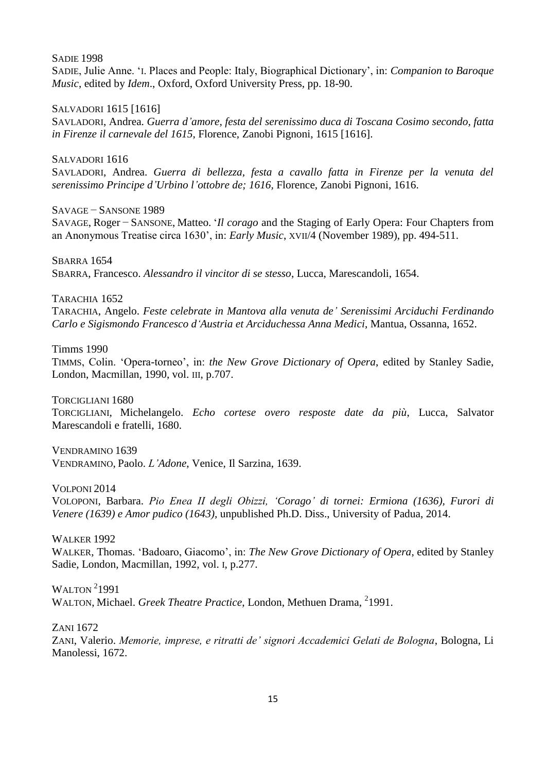SADIE 1998

SADIE, Julie Anne. 'I. Places and People: Italy, Biographical Dictionary', in: *Companion to Baroque Music*, edited by *Idem*., Oxford, Oxford University Press, pp. 18-90.

SALVADORI 1615 [1616]

SAVLADORI, Andrea. *Guerra d'amore, festa del serenissimo duca di Toscana Cosimo secondo, fatta in Firenze il carnevale del 1615*, Florence, Zanobi Pignoni, 1615 [1616].

SALVADORI 1616

SAVLADORI, Andrea. *Guerra di bellezza, festa a cavallo fatta in Firenze per la venuta del serenissimo Principe d'Urbino l'ottobre de; 1616*, Florence, Zanobi Pignoni, 1616.

SAVAGE – SANSONE 1989

SAVAGE, Roger – SANSONE, Matteo. '*Il corago* and the Staging of Early Opera: Four Chapters from an Anonymous Treatise circa 1630', in: *Early Music*, XVII/4 (November 1989), pp. 494-511.

SBARRA 1654

SBARRA, Francesco. *Alessandro il vincitor di se stesso*, Lucca, Marescandoli, 1654.

TARACHIA 1652

TARACHIA, Angelo. *Feste celebrate in Mantova alla venuta de' Serenissimi Arciduchi Ferdinando Carlo e Sigismondo Francesco d'Austria et Arciduchessa Anna Medici*, Mantua, Ossanna, 1652.

Timms 1990

TIMMS, Colin. 'Opera-torneo', in: *the New Grove Dictionary of Opera*, edited by Stanley Sadie, London, Macmillan, 1990, vol. III, p.707.

TORCIGLIANI 1680

TORCIGLIANI, Michelangelo. *Echo cortese overo resposte date da più*, Lucca, Salvator Marescandoli e fratelli, 1680.

VENDRAMINO 1639

VENDRAMINO, Paolo. *L'Adone*, Venice, Il Sarzina, 1639.

VOLPONI 2014

VOLOPONI, Barbara. *Pio Enea II degli Obizzi, 'Corago' di tornei: Ermiona (1636), Furori di Venere (1639) e Amor pudico (1643)*, unpublished Ph.D. Diss., University of Padua, 2014.

WALKER 1992

WALKER, Thomas. 'Badoaro, Giacomo', in: *The New Grove Dictionary of Opera*, edited by Stanley Sadie, London, Macmillan, 1992, vol. I, p.277.

WALTON [2]1991

WALTON, Michael. *Greek Theatre Practice*, London, Methuen Drama, [2]1991.

ZANI 1672

ZANI, Valerio. *Memorie, imprese, e ritratti de' signori Accademici Gelati de Bologna*, Bologna, Li Manolessi, 1672.